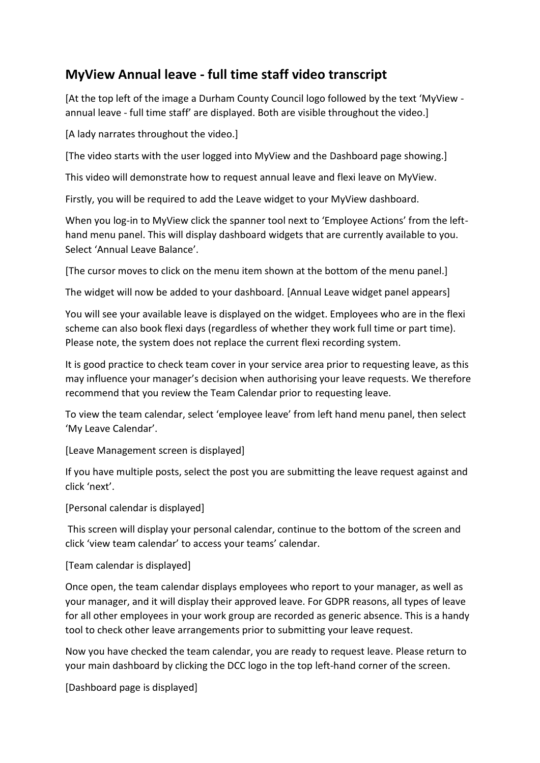## MyView Annual leave - full time staff video transcript

[At the top left of the image a Durham County Council logo followed by the text 'MyView - annual leave - full time staff' are displayed. Both are visible throughout the video.]

[A lady narrates throughout the video.]

[The video starts with the user logged into MyView and the Dashboard page showing.]

This video will demonstrate how to request annual leave and flexi leave on MyView.

Firstly, you will be required to add the Leave widget to your MyView dashboard.

When you log-in to MyView click the spanner tool next to 'Employee Actions' from the left-hand menu panel. This will display dashboard widgets that are currently available to you. Select 'Annual Leave Balance'.

[The cursor moves to click on the menu item shown at the bottom of the menu panel.]

The widget will now be added to your dashboard. [Annual Leave widget panel appears]

You will see your available leave is displayed on the widget. Employees who are in the flexi scheme can also book flexi days (regardless of whether they work full time or part time). Please note, the system does not replace the current flexi recording system.

It is good practice to check team cover in your service area prior to requesting leave, as this may influence your manager's decision when authorising your leave requests. We therefore recommend that you review the Team Calendar prior to requesting leave.

To view the team calendar, select 'employee leave' from left hand menu panel, then select 'My Leave Calendar'.

[Leave Management screen is displayed]

If you have multiple posts, select the post you are submitting the leave request against and click 'next'.

[Personal calendar is displayed]

This screen will display your personal calendar, continue to the bottom of the screen and click 'view team calendar' to access your teams' calendar.

[Team calendar is displayed]

Once open, the team calendar displays employees who report to your manager, as well as your manager, and it will display their approved leave. For GDPR reasons, all types of leave for all other employees in your work group are recorded as generic absence. This is a handy tool to check other leave arrangements prior to submitting your leave request.

Now you have checked the team calendar, you are ready to request leave. Please return to your main dashboard by clicking the DCC logo in the top left-hand corner of the screen.

[Dashboard page is displayed]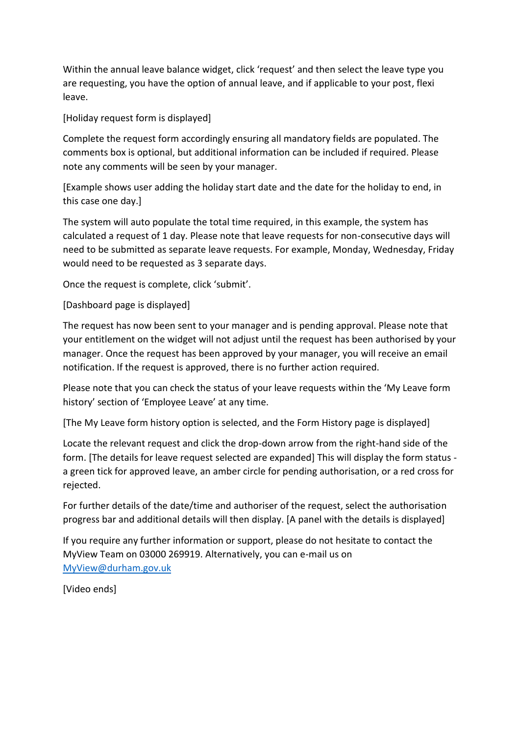Within the annual leave balance widget, click 'request' and then select the leave type you are requesting, you have the option of annual leave, and if applicable to your post, flexi leave.

[Holiday request form is displayed]

Complete the request form accordingly ensuring all mandatory fields are populated. The comments box is optional, but additional information can be included if required. Please note any comments will be seen by your manager.

[Example shows user adding the holiday start date and the date for the holiday to end, in this case one day.]

The system will auto populate the total time required, in this example, the system has calculated a request of 1 day. Please note that leave requests for non-consecutive days will need to be submitted as separate leave requests. For example, Monday, Wednesday, Friday would need to be requested as 3 separate days.

Once the request is complete, click 'submit'.

[Dashboard page is displayed]

The request has now been sent to your manager and is pending approval. Please note that your entitlement on the widget will not adjust until the request has been authorised by your manager. Once the request has been approved by your manager, you will receive an email notification. If the request is approved, there is no further action required.

Please note that you can check the status of your leave requests within the 'My Leave form history' section of 'Employee Leave' at any time.

[The My Leave form history option is selected, and the Form History page is displayed]

Locate the relevant request and click the drop-down arrow from the right-hand side of the form. [The details for leave request selected are expanded] This will display the form status - a green tick for approved leave, an amber circle for pending authorisation, or a red cross for rejected.

For further details of the date/time and authoriser of the request, select the authorisation progress bar and additional details will then display. [A panel with the details is displayed]

If you require any further information or support, please do not hesitate to contact the MyView Team on 03000 269919. Alternatively, you can e-mail us on [MyView@durham.gov.uk](mailto:MyView@durham.gov.uk)

[Video ends]